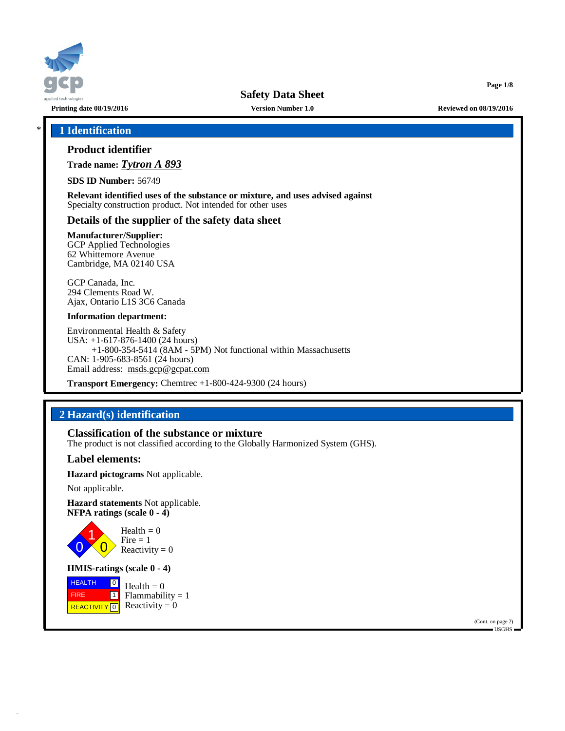# Safety Data Sheet

**Printing date 08/19/2016** **Version Number 1.0** **Reviewed on 08/19/2016**

## * 1 Identification

### Product identifier

**Trade name:** ***Tytron A 893***

**SDS ID Number:** 56749

**Relevant identified uses of the substance or mixture, and uses advised against**
Specialty construction product. Not intended for other uses

### Details of the supplier of the safety data sheet

**Manufacturer/Supplier:**
GCP Applied Technologies
62 Whittemore Avenue
Cambridge, MA 02140 USA

GCP Canada, Inc.
294 Clements Road W.
Ajax, Ontario L1S 3C6 Canada

**Information department:**

Environmental Health & Safety
USA: +1-617-876-1400 (24 hours)
+1-800-354-5414 (8AM - 5PM) Not functional within Massachusetts
CAN: 1-905-683-8561 (24 hours)
Email address: msds.gcp@gcpat.com

**Transport Emergency:** Chemtrec +1-800-424-9300 (24 hours)

## 2 Hazard(s) identification

### Classification of the substance or mixture
The product is not classified according to the Globally Harmonized System (GHS).

### Label elements:

**Hazard pictograms** Not applicable.

Not applicable.

**Hazard statements** Not applicable.
**NFPA ratings (scale 0 - 4)**

Health = 0
Fire = 1
Reactivity = 0

**HMIS-ratings (scale 0 - 4)**

| | |
|---|---|
| HEALTH | 0 |
| FIRE | 1 |
| REACTIVITY | 0 |

Health = 0
Flammability = 1
Reactivity = 0

(Cont. on page 2)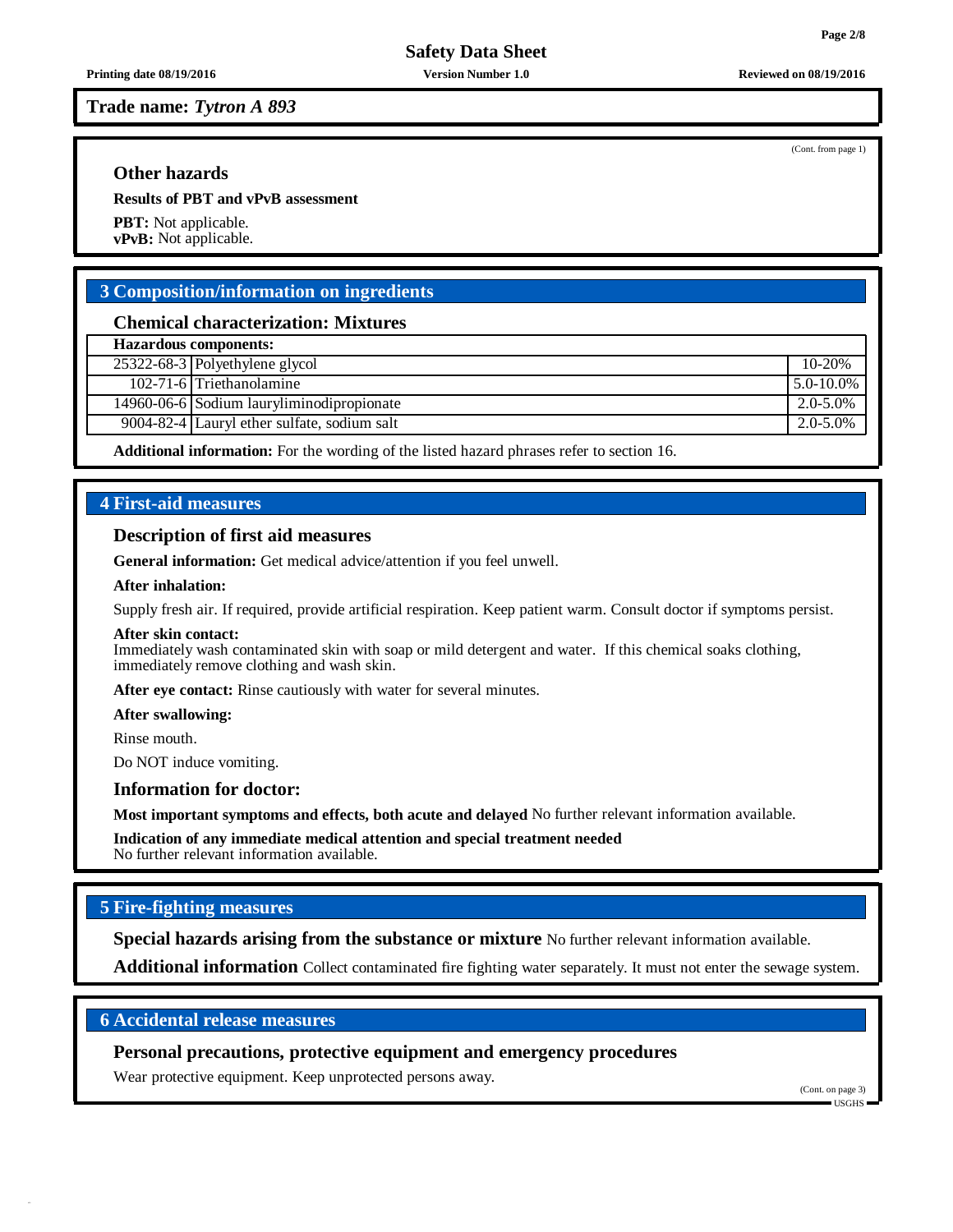Trade name: *Tytron A 893*

(Cont. from page 1)

### Other hazards

**Results of PBT and vPvB assessment**

**PBT:** Not applicable.
**vPvB:** Not applicable.

## 3 Composition/information on ingredients

### Chemical characterization: Mixtures

| Hazardous components: | | |
|---|---|---|
| 25322-68-3 | Polyethylene glycol | 10-20% |
| 102-71-6 | Triethanolamine | 5.0-10.0% |
| 14960-06-6 | Sodium lauryliminodipropionate | 2.0-5.0% |
| 9004-82-4 | Lauryl ether sulfate, sodium salt | 2.0-5.0% |

**Additional information:** For the wording of the listed hazard phrases refer to section 16.

## 4 First-aid measures

### Description of first aid measures

**General information:** Get medical advice/attention if you feel unwell.

**After inhalation:**

Supply fresh air. If required, provide artificial respiration. Keep patient warm. Consult doctor if symptoms persist.

**After skin contact:**
Immediately wash contaminated skin with soap or mild detergent and water. If this chemical soaks clothing, immediately remove clothing and wash skin.

**After eye contact:** Rinse cautiously with water for several minutes.

**After swallowing:**

Rinse mouth.

Do NOT induce vomiting.

### Information for doctor:

**Most important symptoms and effects, both acute and delayed** No further relevant information available.

**Indication of any immediate medical attention and special treatment needed**
No further relevant information available.

## 5 Fire-fighting measures

**Special hazards arising from the substance or mixture** No further relevant information available.

**Additional information** Collect contaminated fire fighting water separately. It must not enter the sewage system.

## 6 Accidental release measures

### Personal precautions, protective equipment and emergency procedures

Wear protective equipment. Keep unprotected persons away.

(Cont. on page 3)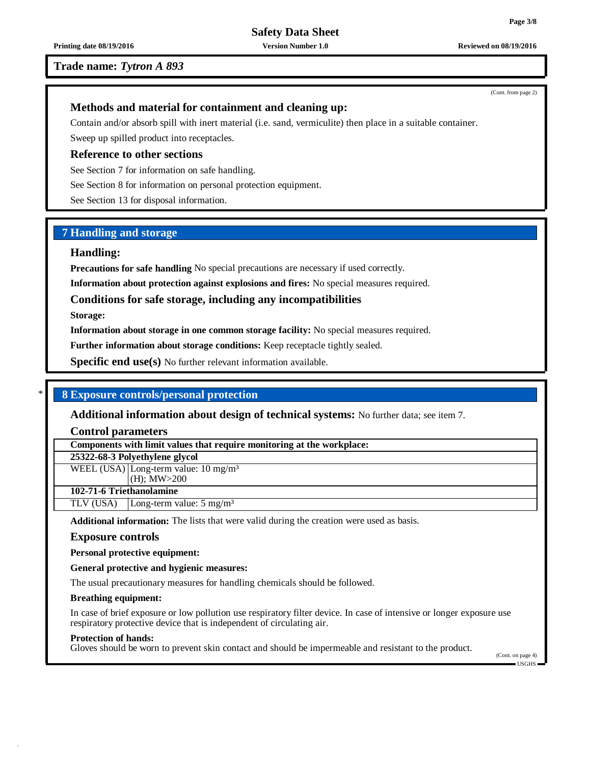**Trade name:** ***Tytron A 893***

(Cont. from page 2)

### Methods and material for containment and cleaning up:

Contain and/or absorb spill with inert material (i.e. sand, vermiculite) then place in a suitable container.

Sweep up spilled product into receptacles.

### Reference to other sections

See Section 7 for information on safe handling.

See Section 8 for information on personal protection equipment.

See Section 13 for disposal information.

## 7 Handling and storage

### Handling:

**Precautions for safe handling** No special precautions are necessary if used correctly.

**Information about protection against explosions and fires:** No special measures required.

### Conditions for safe storage, including any incompatibilities

**Storage:**

**Information about storage in one common storage facility:** No special measures required.

**Further information about storage conditions:** Keep receptacle tightly sealed.

**Specific end use(s)** No further relevant information available.

## * 8 Exposure controls/personal protection

**Additional information about design of technical systems:** No further data; see item 7.

### Control parameters

| Components with limit values that require monitoring at the workplace: | |
|---|---|
| **25322-68-3 Polyethylene glycol** | |
| WEEL (USA) | Long-term value: 10 mg/m³ (H); MW>200 |
| **102-71-6 Triethanolamine** | |
| TLV (USA) | Long-term value: 5 mg/m³ |

**Additional information:** The lists that were valid during the creation were used as basis.

### Exposure controls

**Personal protective equipment:**

**General protective and hygienic measures:**

The usual precautionary measures for handling chemicals should be followed.

**Breathing equipment:**

In case of brief exposure or low pollution use respiratory filter device. In case of intensive or longer exposure use respiratory protective device that is independent of circulating air.

**Protection of hands:**

Gloves should be worn to prevent skin contact and should be impermeable and resistant to the product.

(Cont. on page 4)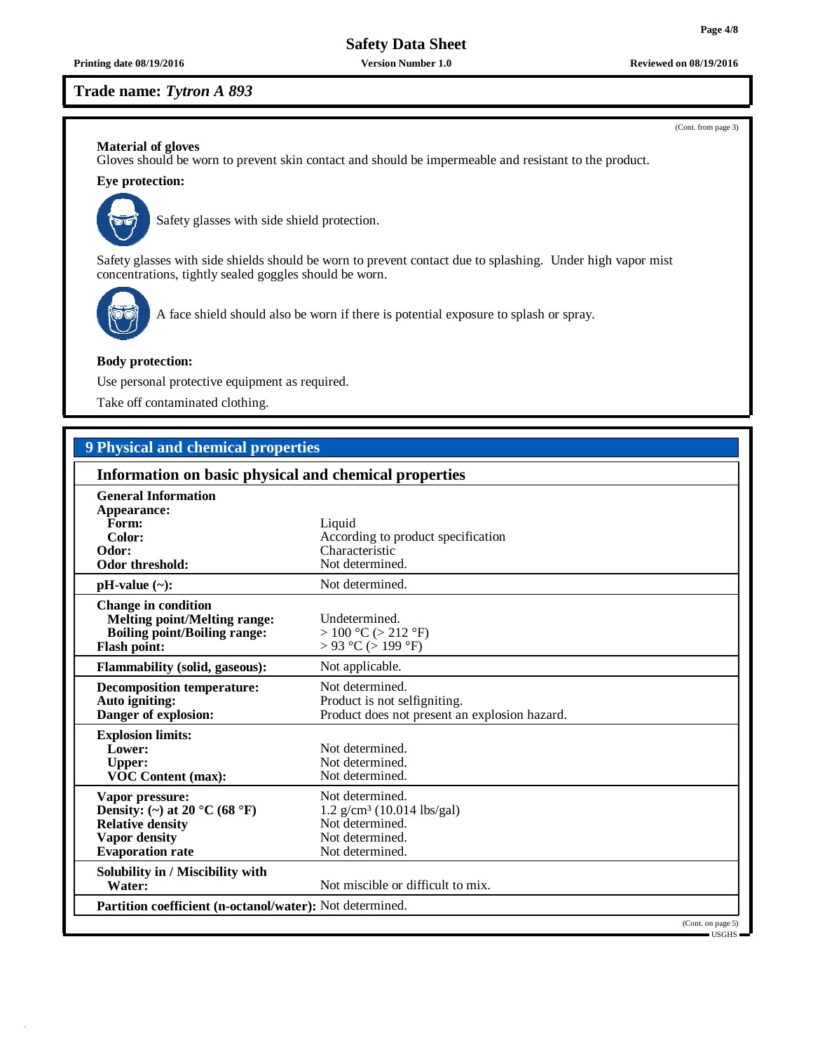Trade name: *Tytron A 893*

(Cont. from page 3)

**Material of gloves**
Gloves should be worn to prevent skin contact and should be impermeable and resistant to the product.

**Eye protection:**

Safety glasses with side shield protection.

Safety glasses with side shields should be worn to prevent contact due to splashing. Under high vapor mist concentrations, tightly sealed goggles should be worn.

A face shield should also be worn if there is potential exposure to splash or spray.

**Body protection:**

Use personal protective equipment as required.

Take off contaminated clothing.

## 9 Physical and chemical properties

### Information on basic physical and chemical properties

| | |
|---|---|
| **General Information** | |
| **Appearance:** | |
| **Form:** | Liquid |
| **Color:** | According to product specification |
| **Odor:** | Characteristic |
| **Odor threshold:** | Not determined. |
| **pH-value (~):** | Not determined. |
| **Change in condition** | |
| **Melting point/Melting range:** | Undetermined. |
| **Boiling point/Boiling range:** | > 100 °C (> 212 °F) |
| **Flash point:** | > 93 °C (> 199 °F) |
| **Flammability (solid, gaseous):** | Not applicable. |
| **Decomposition temperature:** | Not determined. |
| **Auto igniting:** | Product is not selfigniting. |
| **Danger of explosion:** | Product does not present an explosion hazard. |
| **Explosion limits:** | |
| **Lower:** | Not determined. |
| **Upper:** | Not determined. |
| **VOC Content (max):** | Not determined. |
| **Vapor pressure:** | Not determined. |
| **Density: (~) at 20 °C (68 °F)** | 1.2 g/cm³ (10.014 lbs/gal) |
| **Relative density** | Not determined. |
| **Vapor density** | Not determined. |
| **Evaporation rate** | Not determined. |
| **Solubility in / Miscibility with** | |
| **Water:** | Not miscible or difficult to mix. |
| **Partition coefficient (n-octanol/water):** | Not determined. |

(Cont. on page 5)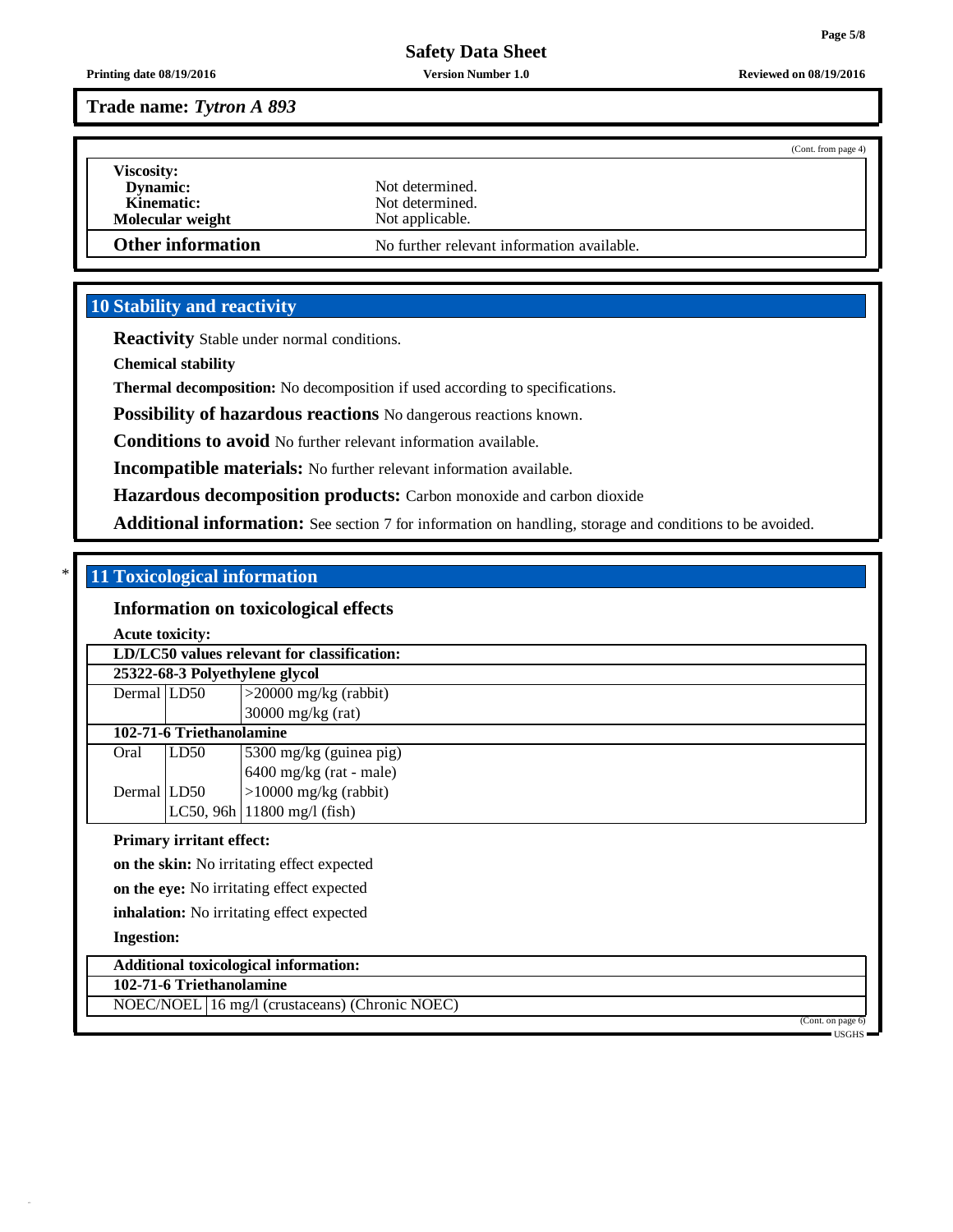**Trade name:** ***Tytron A 893***

(Cont. from page 4)

**Viscosity:**

| | |
|---|---|
| **Dynamic:** | Not determined. |
| **Kinematic:** | Not determined. |
| **Molecular weight** | Not applicable. |
| **Other information** | No further relevant information available. |

## 10 Stability and reactivity

**Reactivity** Stable under normal conditions.

**Chemical stability**

**Thermal decomposition:** No decomposition if used according to specifications.

**Possibility of hazardous reactions** No dangerous reactions known.

**Conditions to avoid** No further relevant information available.

**Incompatible materials:** No further relevant information available.

**Hazardous decomposition products:** Carbon monoxide and carbon dioxide

**Additional information:** See section 7 for information on handling, storage and conditions to be avoided.

## * 11 Toxicological information

### Information on toxicological effects

**Acute toxicity:**

| **LD/LC50 values relevant for classification:** | | |
|---|---|---|
| **25322-68-3 Polyethylene glycol** | | |
| Dermal | LD50 | >20000 mg/kg (rabbit) |
| | | 30000 mg/kg (rat) |
| **102-71-6 Triethanolamine** | | |
| Oral | LD50 | 5300 mg/kg (guinea pig) |
| | | 6400 mg/kg (rat - male) |
| Dermal | LD50 | >10000 mg/kg (rabbit) |
| | LC50, 96h | 11800 mg/l (fish) |

**Primary irritant effect:**

**on the skin:** No irritating effect expected

**on the eye:** No irritating effect expected

**inhalation:** No irritating effect expected

**Ingestion:**

| **Additional toxicological information:** | |
|---|---|
| **102-71-6 Triethanolamine** | |
| NOEC/NOEL | 16 mg/l (crustaceans) (Chronic NOEC) |

(Cont. on page 6)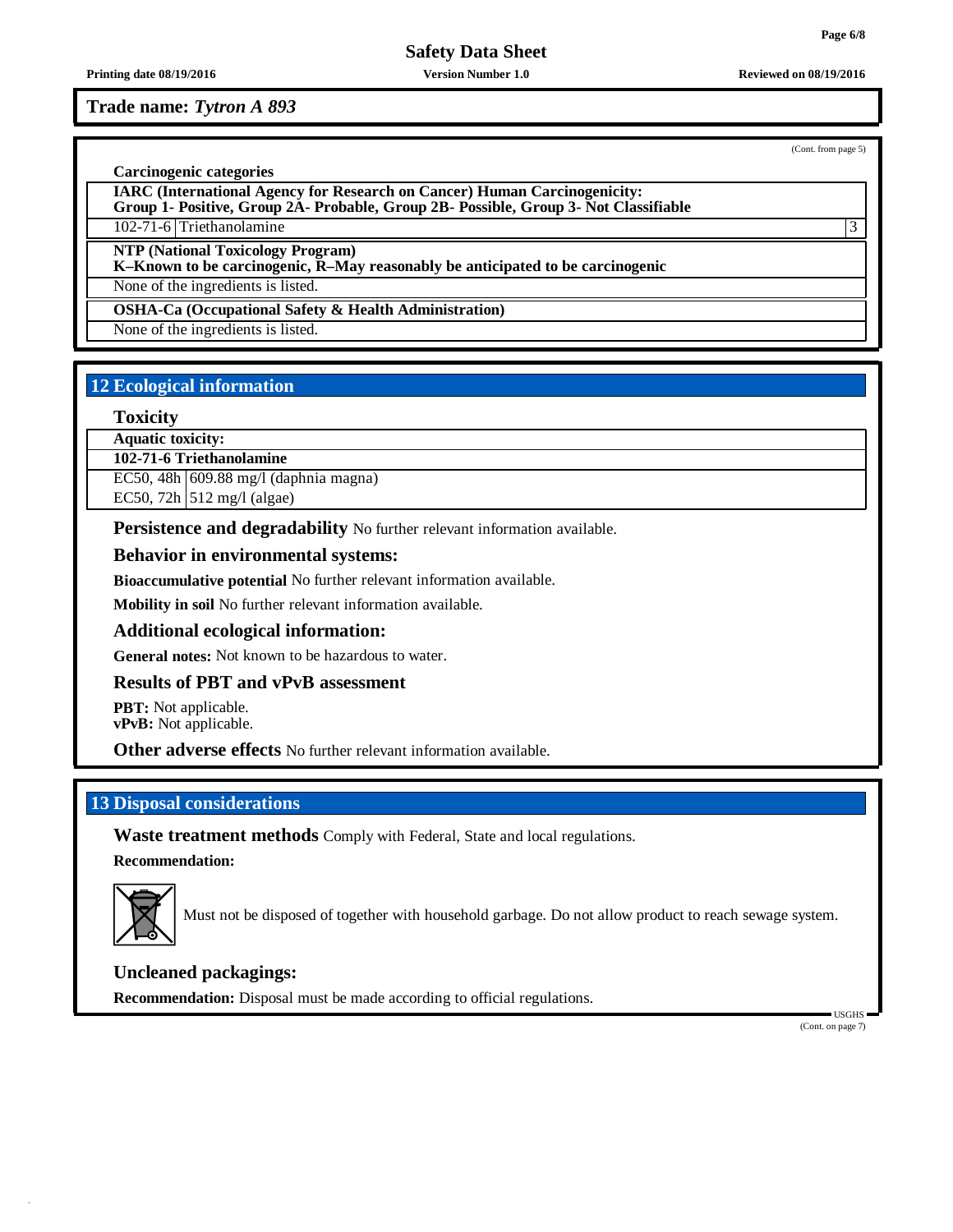**Trade name:** ***Tytron A 893***

(Cont. from page 5)

**Carcinogenic categories**

| **IARC (International Agency for Research on Cancer) Human Carcinogenicity: Group 1- Positive, Group 2A- Probable, Group 2B- Possible, Group 3- Not Classifiable** | | |
|---|---|---|
| 102-71-6 | Triethanolamine | 3 |

| **NTP (National Toxicology Program) K–Known to be carcinogenic, R–May reasonably be anticipated to be carcinogenic** |
|---|
| None of the ingredients is listed. |

| **OSHA-Ca (Occupational Safety & Health Administration)** |
|---|
| None of the ingredients is listed. |

## 12 Ecological information

### Toxicity

| **Aquatic toxicity:** | |
|---|---|
| **102-71-6 Triethanolamine** | |
| EC50, 48h | 609.88 mg/l (daphnia magna) |
| EC50, 72h | 512 mg/l (algae) |

**Persistence and degradability** No further relevant information available.

### Behavior in environmental systems:

**Bioaccumulative potential** No further relevant information available.

**Mobility in soil** No further relevant information available.

### Additional ecological information:

**General notes:** Not known to be hazardous to water.

### Results of PBT and vPvB assessment

**PBT:** Not applicable.
**vPvB:** Not applicable.

**Other adverse effects** No further relevant information available.

## 13 Disposal considerations

**Waste treatment methods** Comply with Federal, State and local regulations.

**Recommendation:**

Must not be disposed of together with household garbage. Do not allow product to reach sewage system.

### Uncleaned packagings:

**Recommendation:** Disposal must be made according to official regulations.

(Cont. on page 7)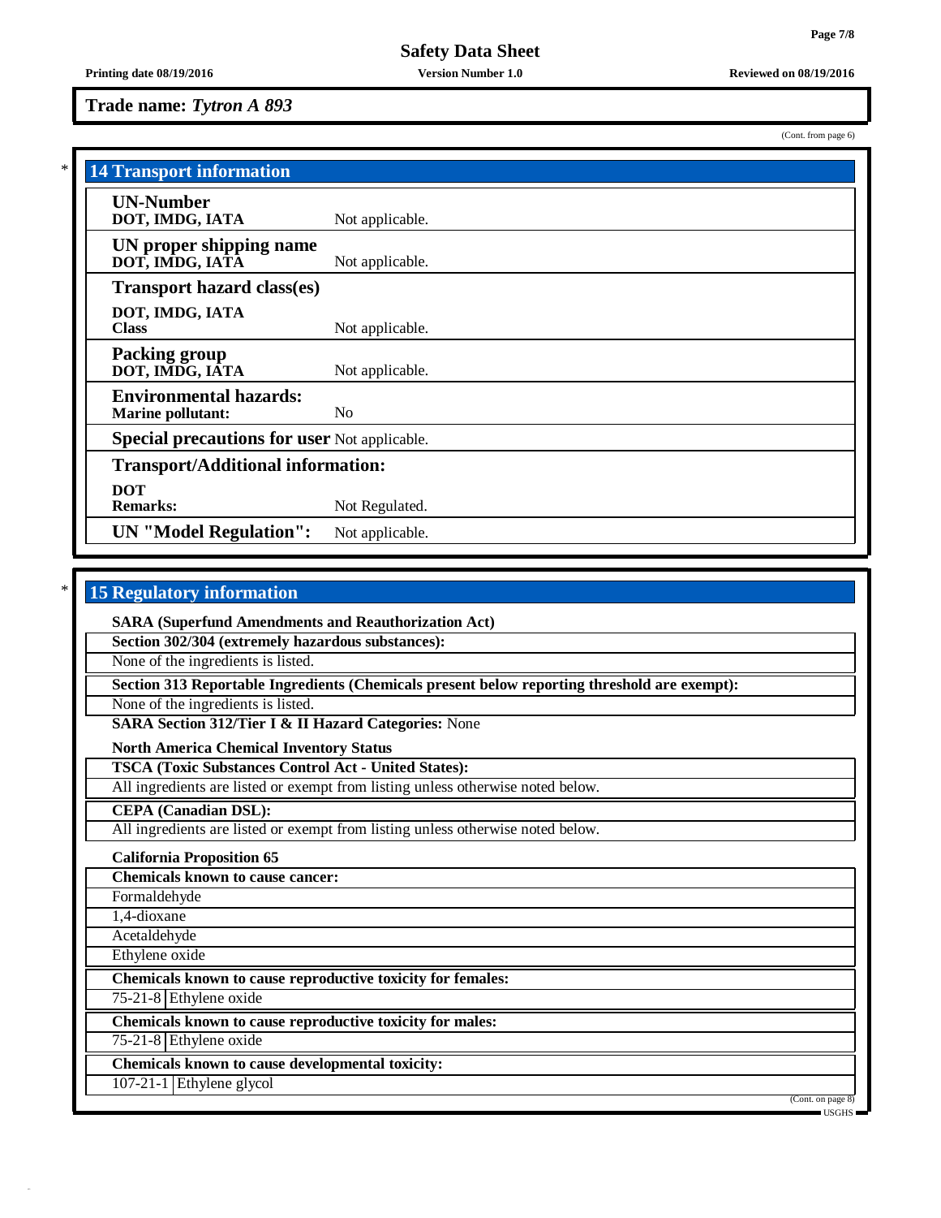**Trade name:** ***Tytron A 893***

(Cont. from page 6)

## 14 Transport information

| | |
|---|---|
| **UN-Number**<br>**DOT, IMDG, IATA** | Not applicable. |
| **UN proper shipping name**<br>**DOT, IMDG, IATA** | Not applicable. |
| **Transport hazard class(es)** | |
| **DOT, IMDG, IATA**<br>**Class** | Not applicable. |
| **Packing group**<br>**DOT, IMDG, IATA** | Not applicable. |
| **Environmental hazards:**<br>**Marine pollutant:** | No |
| **Special precautions for user** | Not applicable. |
| **Transport/Additional information:** | |
| **DOT**<br>**Remarks:** | Not Regulated. |
| **UN "Model Regulation":** | Not applicable. |

## 15 Regulatory information

**SARA (Superfund Amendments and Reauthorization Act)**

**Section 302/304 (extremely hazardous substances):**

None of the ingredients is listed.

**Section 313 Reportable Ingredients (Chemicals present below reporting threshold are exempt):**

None of the ingredients is listed.

**SARA Section 312/Tier I & II Hazard Categories:** None

**North America Chemical Inventory Status**

**TSCA (Toxic Substances Control Act - United States):**

All ingredients are listed or exempt from listing unless otherwise noted below.

**CEPA (Canadian DSL):**

All ingredients are listed or exempt from listing unless otherwise noted below.

**California Proposition 65**

**Chemicals known to cause cancer:**

Formaldehyde

1,4-dioxane

Acetaldehyde

Ethylene oxide

**Chemicals known to cause reproductive toxicity for females:**

| | |
|---|---|
| 75-21-8 | Ethylene oxide |

**Chemicals known to cause reproductive toxicity for males:**

| | |
|---|---|
| 75-21-8 | Ethylene oxide |

**Chemicals known to cause developmental toxicity:**

| | |
|---|---|
| 107-21-1 | Ethylene glycol |

(Cont. on page 8)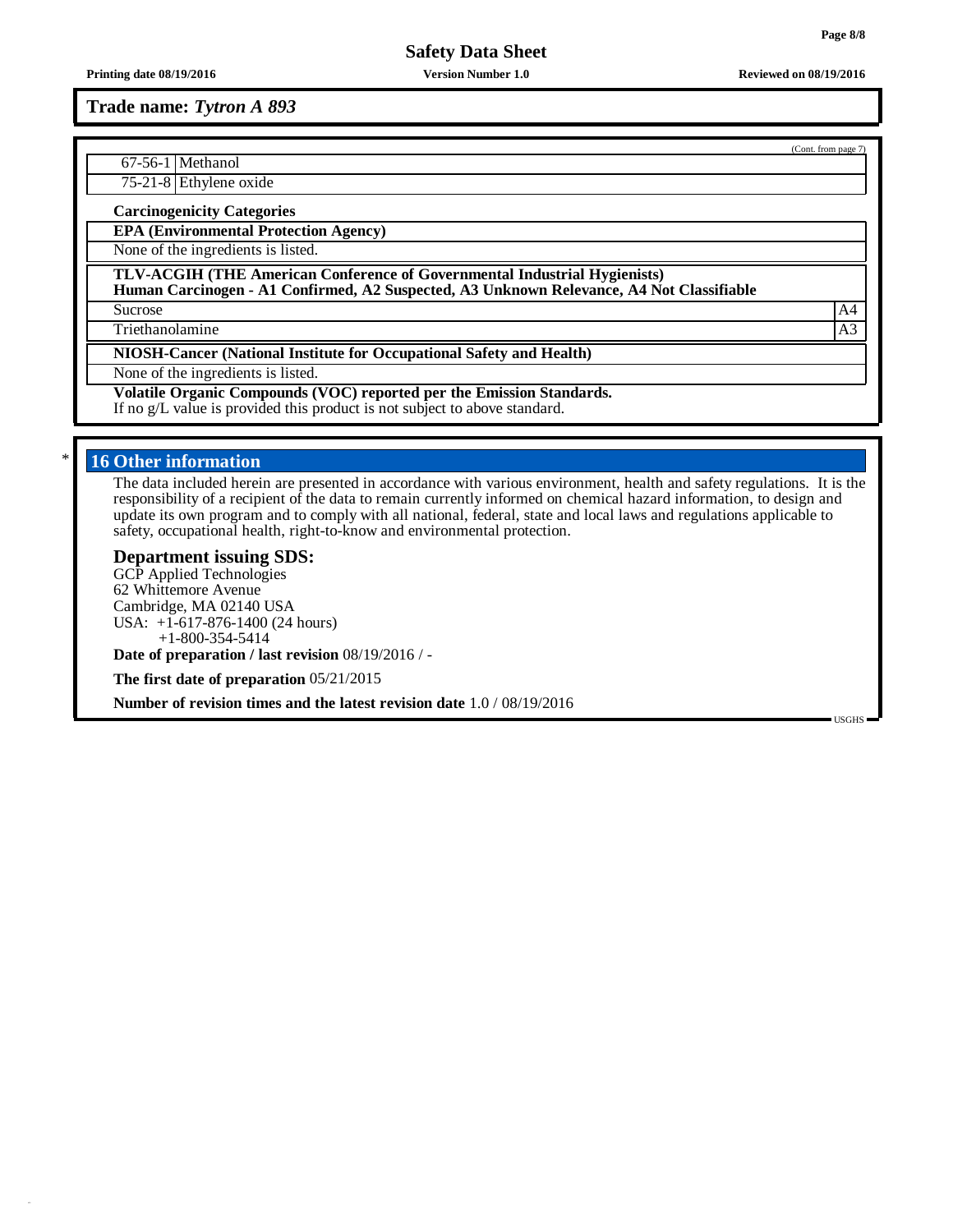## Trade name: *Tytron A 893*

(Cont. from page 7)

| | |
|---|---|
| 67-56-1 | Methanol |
| 75-21-8 | Ethylene oxide |

**Carcinogenicity Categories**

**EPA (Environmental Protection Agency)**

None of the ingredients is listed.

**TLV-ACGIH (THE American Conference of Governmental Industrial Hygienists)**
**Human Carcinogen - A1 Confirmed, A2 Suspected, A3 Unknown Relevance, A4 Not Classifiable**

| | |
|---|---|
| Sucrose | A4 |
| Triethanolamine | A3 |

**NIOSH-Cancer (National Institute for Occupational Safety and Health)**

None of the ingredients is listed.

**Volatile Organic Compounds (VOC) reported per the Emission Standards.**
If no g/L value is provided this product is not subject to above standard.

## * 16 Other information

The data included herein are presented in accordance with various environment, health and safety regulations. It is the responsibility of a recipient of the data to remain currently informed on chemical hazard information, to design and update its own program and to comply with all national, federal, state and local laws and regulations applicable to safety, occupational health, right-to-know and environmental protection.

### Department issuing SDS:

GCP Applied Technologies
62 Whittemore Avenue
Cambridge, MA 02140 USA
USA: +1-617-876-1400 (24 hours)
+1-800-354-5414

**Date of preparation / last revision** 08/19/2016 / -

**The first date of preparation** 05/21/2015

**Number of revision times and the latest revision date** 1.0 / 08/19/2016